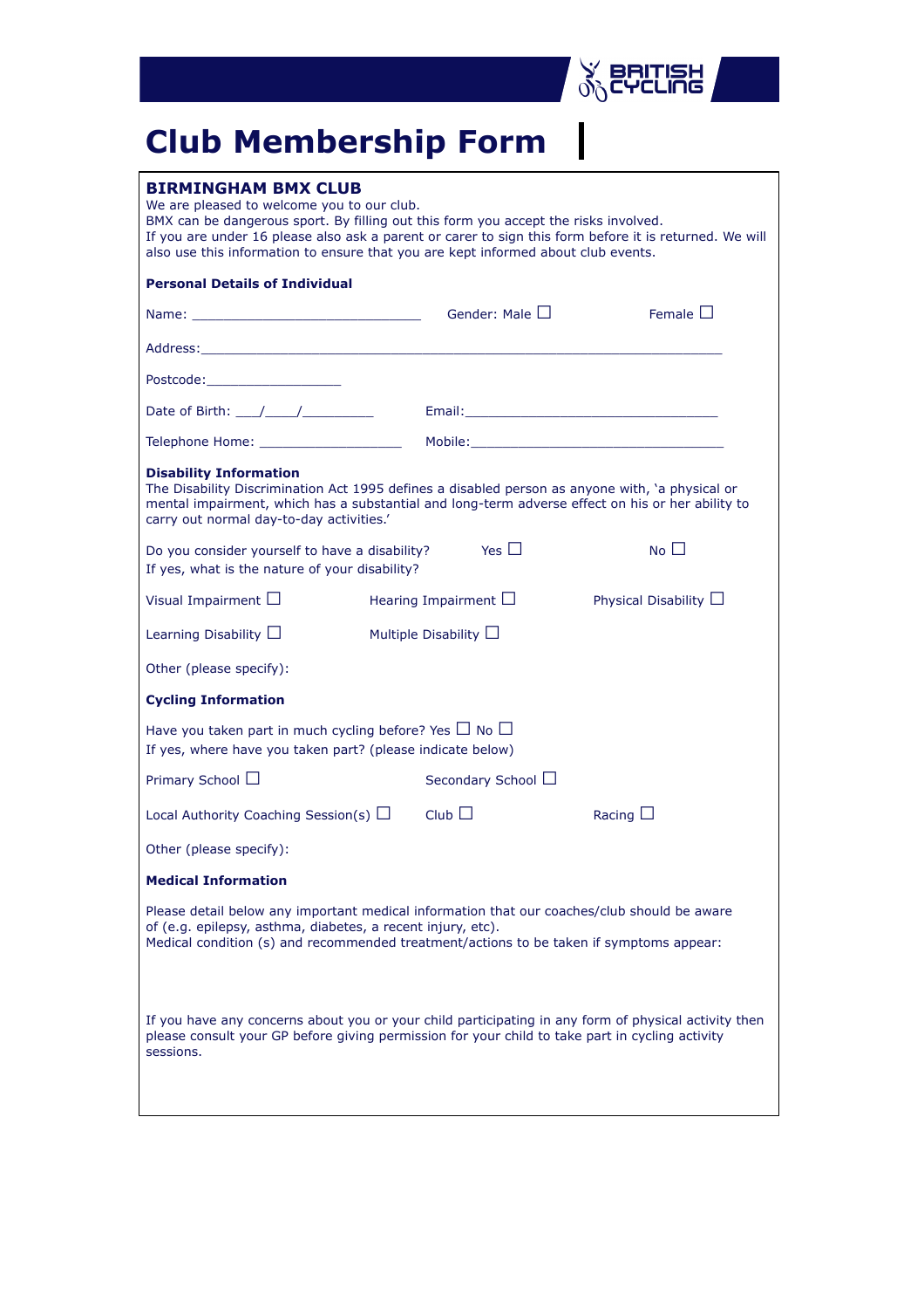# Club Membership Form

## BIRMINGHAM BMX CLUB

We are pleased to welcome you to our club.
BMX can be dangerous sport. By filling out this form you accept the risks involved.
If you are under 16 please also ask a parent or carer to sign this form before it is returned. We will also use this information to ensure that you are kept informed about club events.

**Personal Details of Individual**

Name: ______________________________ Gender: Male ☐ Female ☐

Address: ______________________________________________________________________

Postcode: __________________

Date of Birth: ___/____/_________ Email: _________________________________

Telephone Home: __________________ Mobile: __________________________________

**Disability Information**

The Disability Discrimination Act 1995 defines a disabled person as anyone with, 'a physical or mental impairment, which has a substantial and long-term adverse effect on his or her ability to carry out normal day-to-day activities.'

Do you consider yourself to have a disability? Yes ☐ No ☐
If yes, what is the nature of your disability?

Visual Impairment ☐ Hearing Impairment ☐ Physical Disability ☐

Learning Disability ☐ Multiple Disability ☐

Other (please specify):

**Cycling Information**

Have you taken part in much cycling before? Yes ☐ No ☐
If yes, where have you taken part? (please indicate below)

Primary School ☐ Secondary School ☐

Local Authority Coaching Session(s) ☐ Club ☐ Racing ☐

Other (please specify):

**Medical Information**

Please detail below any important medical information that our coaches/club should be aware of (e.g. epilepsy, asthma, diabetes, a recent injury, etc).
Medical condition (s) and recommended treatment/actions to be taken if symptoms appear:

If you have any concerns about you or your child participating in any form of physical activity then please consult your GP before giving permission for your child to take part in cycling activity sessions.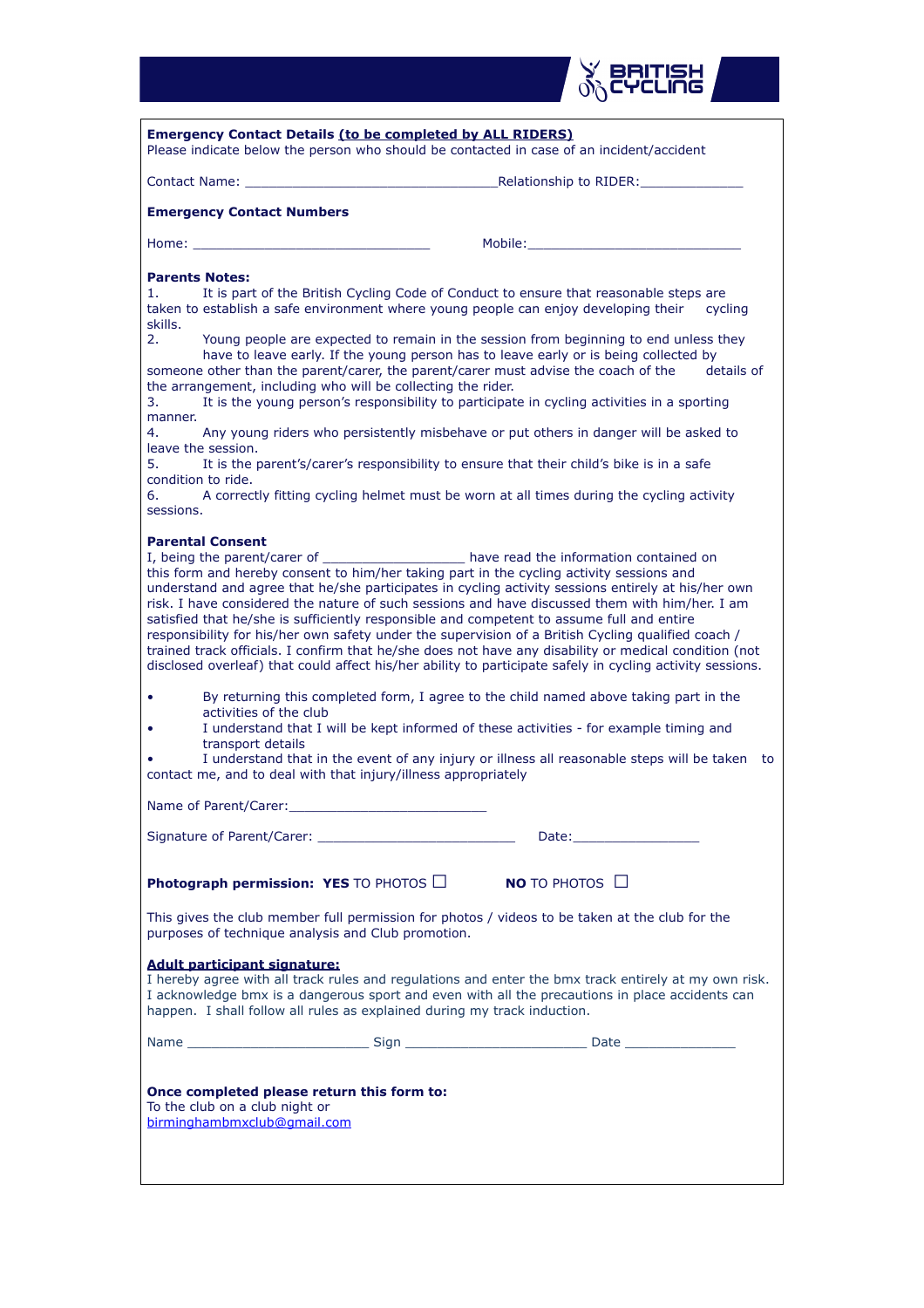**Emergency Contact Details (to be completed by ALL RIDERS)**
Please indicate below the person who should be contacted in case of an incident/accident

Contact Name: ________________________________Relationship to RIDER:_____________

**Emergency Contact Numbers**

Home: ______________________________ Mobile:___________________________

**Parents Notes:**

1. It is part of the British Cycling Code of Conduct to ensure that reasonable steps are taken to establish a safe environment where young people can enjoy developing their cycling skills.
2. Young people are expected to remain in the session from beginning to end unless they have to leave early. If the young person has to leave early or is being collected by someone other than the parent/carer, the parent/carer must advise the coach of the details of the arrangement, including who will be collecting the rider.
3. It is the young person's responsibility to participate in cycling activities in a sporting manner.
4. Any young riders who persistently misbehave or put others in danger will be asked to leave the session.
5. It is the parent's/carer's responsibility to ensure that their child's bike is in a safe condition to ride.
6. A correctly fitting cycling helmet must be worn at all times during the cycling activity sessions.

**Parental Consent**

I, being the parent/carer of __________________ have read the information contained on this form and hereby consent to him/her taking part in the cycling activity sessions and understand and agree that he/she participates in cycling activity sessions entirely at his/her own risk. I have considered the nature of such sessions and have discussed them with him/her. I am satisfied that he/she is sufficiently responsible and competent to assume full and entire responsibility for his/her own safety under the supervision of a British Cycling qualified coach / trained track officials. I confirm that he/she does not have any disability or medical condition (not disclosed overleaf) that could affect his/her ability to participate safely in cycling activity sessions.

- By returning this completed form, I agree to the child named above taking part in the activities of the club
- I understand that I will be kept informed of these activities - for example timing and transport details
- I understand that in the event of any injury or illness all reasonable steps will be taken to contact me, and to deal with that injury/illness appropriately

Name of Parent/Carer:_________________________

Signature of Parent/Carer: _________________________ Date:________________

**Photograph permission: YES** TO PHOTOS ☐ **NO** TO PHOTOS ☐

This gives the club member full permission for photos / videos to be taken at the club for the purposes of technique analysis and Club promotion.

**Adult participant signature:**
I hereby agree with all track rules and regulations and enter the bmx track entirely at my own risk. I acknowledge bmx is a dangerous sport and even with all the precautions in place accidents can happen. I shall follow all rules as explained during my track induction.

Name ________________________ Sign ________________________ Date ______________

**Once completed please return this form to:**
To the club on a club night or
birminghambmxclub@gmail.com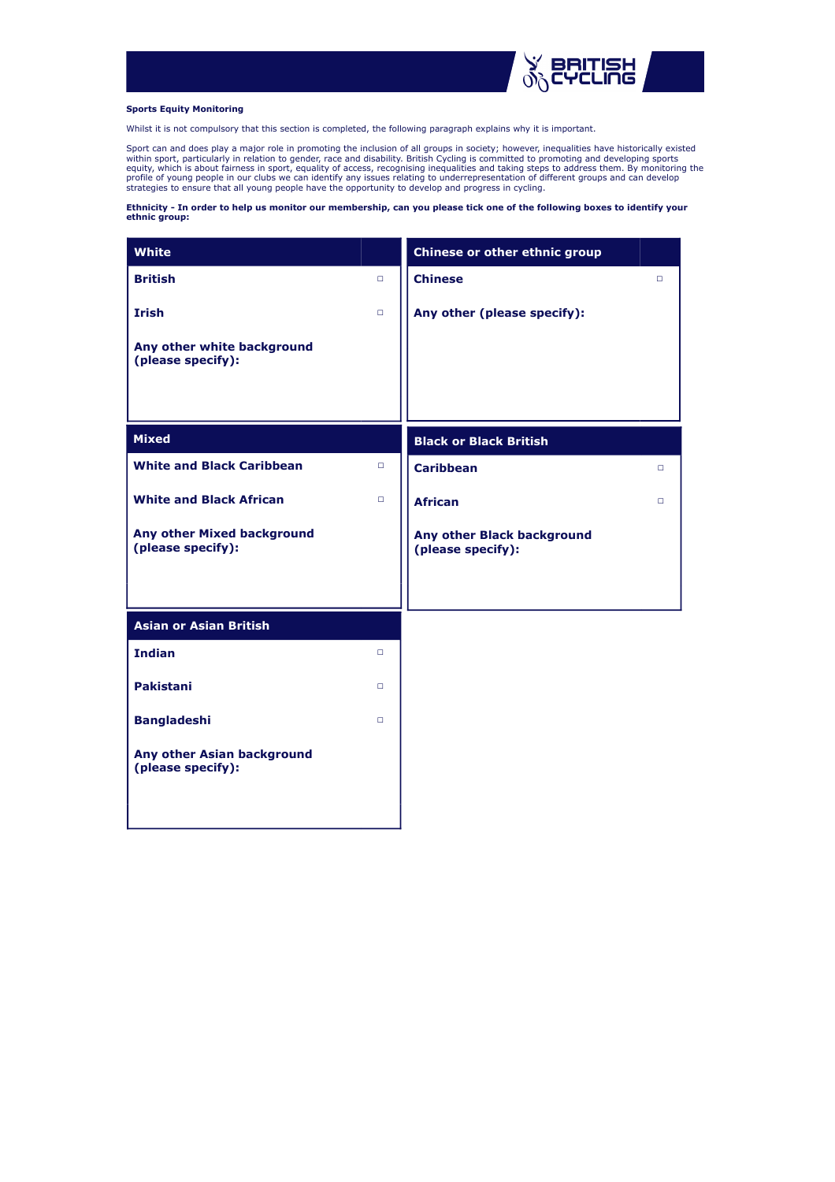**Sports Equity Monitoring**

Whilst it is not compulsory that this section is completed, the following paragraph explains why it is important.

Sport can and does play a major role in promoting the inclusion of all groups in society; however, inequalities have historically existed within sport, particularly in relation to gender, race and disability. British Cycling is committed to promoting and developing sports equity, which is about fairness in sport, equality of access, recognising inequalities and taking steps to address them. By monitoring the profile of young people in our clubs we can identify any issues relating to underrepresentation of different groups and can develop strategies to ensure that all young people have the opportunity to develop and progress in cycling.

**Ethnicity - In order to help us monitor our membership, can you please tick one of the following boxes to identify your ethnic group:**

| **White** | |
|---|---|
| **British** | ☐ |
| **Irish** | ☐ |
| **Any other white background (please specify):** | |

| **Chinese or other ethnic group** | |
|---|---|
| **Chinese** | ☐ |
| **Any other (please specify):** | |

| **Mixed** | |
|---|---|
| **White and Black Caribbean** | ☐ |
| **White and Black African** | ☐ |
| **Any other Mixed background (please specify):** | |

| **Black or Black British** | |
|---|---|
| **Caribbean** | ☐ |
| **African** | ☐ |
| **Any other Black background (please specify):** | |

| **Asian or Asian British** | |
|---|---|
| **Indian** | ☐ |
| **Pakistani** | ☐ |
| **Bangladeshi** | ☐ |
| **Any other Asian background (please specify):** | |